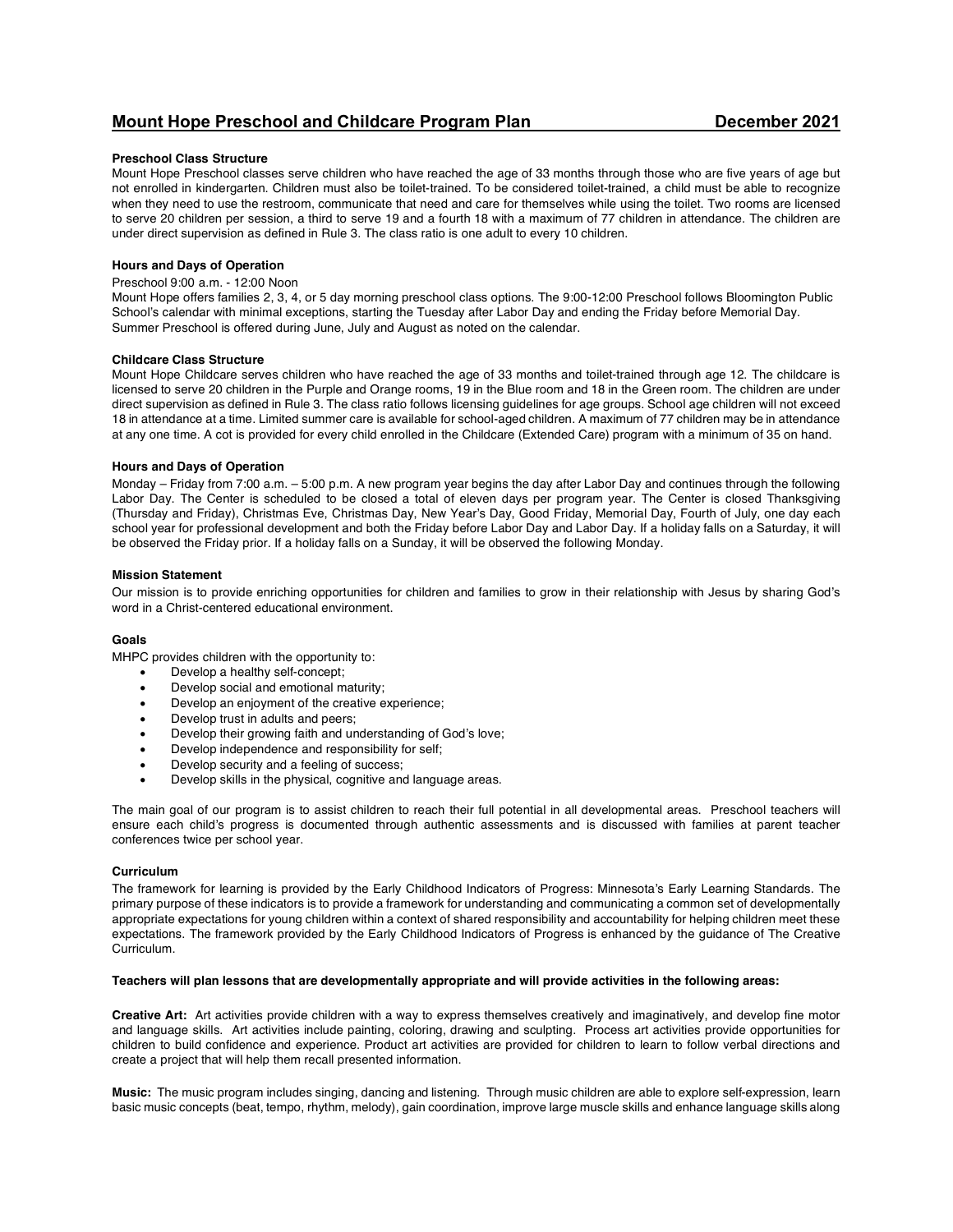# Mount Hope Preschool and Childcare Program Plan December 2021

**Preschool Class Structure**

Mount Hope Preschool classes serve children who have reached the age of 33 months through those who are five years of age but not enrolled in kindergarten. Children must also be toilet-trained. To be considered toilet-trained, a child must be able to recognize when they need to use the restroom, communicate that need and care for themselves while using the toilet. Two rooms are licensed to serve 20 children per session, a third to serve 19 and a fourth 18 with a maximum of 77 children in attendance. The children are under direct supervision as defined in Rule 3. The class ratio is one adult to every 10 children.

**Hours and Days of Operation**

Preschool 9:00 a.m. - 12:00 Noon

Mount Hope offers families 2, 3, 4, or 5 day morning preschool class options. The 9:00-12:00 Preschool follows Bloomington Public School's calendar with minimal exceptions, starting the Tuesday after Labor Day and ending the Friday before Memorial Day. Summer Preschool is offered during June, July and August as noted on the calendar.

**Childcare Class Structure**

Mount Hope Childcare serves children who have reached the age of 33 months and toilet-trained through age 12. The childcare is licensed to serve 20 children in the Purple and Orange rooms, 19 in the Blue room and 18 in the Green room. The children are under direct supervision as defined in Rule 3. The class ratio follows licensing guidelines for age groups. School age children will not exceed 18 in attendance at a time. Limited summer care is available for school-aged children. A maximum of 77 children may be in attendance at any one time. A cot is provided for every child enrolled in the Childcare (Extended Care) program with a minimum of 35 on hand.

**Hours and Days of Operation**

Monday – Friday from 7:00 a.m. – 5:00 p.m. A new program year begins the day after Labor Day and continues through the following Labor Day. The Center is scheduled to be closed a total of eleven days per program year. The Center is closed Thanksgiving (Thursday and Friday), Christmas Eve, Christmas Day, New Year's Day, Good Friday, Memorial Day, Fourth of July, one day each school year for professional development and both the Friday before Labor Day and Labor Day. If a holiday falls on a Saturday, it will be observed the Friday prior. If a holiday falls on a Sunday, it will be observed the following Monday.

**Mission Statement**

Our mission is to provide enriching opportunities for children and families to grow in their relationship with Jesus by sharing God's word in a Christ-centered educational environment.

**Goals**

MHPC provides children with the opportunity to:

- Develop a healthy self-concept;
- Develop social and emotional maturity;
- Develop an enjoyment of the creative experience;
- Develop trust in adults and peers;
- Develop their growing faith and understanding of God's love;
- Develop independence and responsibility for self;
- Develop security and a feeling of success;
- Develop skills in the physical, cognitive and language areas.

The main goal of our program is to assist children to reach their full potential in all developmental areas. Preschool teachers will ensure each child's progress is documented through authentic assessments and is discussed with families at parent teacher conferences twice per school year.

**Curriculum**

The framework for learning is provided by the Early Childhood Indicators of Progress: Minnesota's Early Learning Standards. The primary purpose of these indicators is to provide a framework for understanding and communicating a common set of developmentally appropriate expectations for young children within a context of shared responsibility and accountability for helping children meet these expectations. The framework provided by the Early Childhood Indicators of Progress is enhanced by the guidance of The Creative Curriculum.

**Teachers will plan lessons that are developmentally appropriate and will provide activities in the following areas:**

**Creative Art:** Art activities provide children with a way to express themselves creatively and imaginatively, and develop fine motor and language skills. Art activities include painting, coloring, drawing and sculpting. Process art activities provide opportunities for children to build confidence and experience. Product art activities are provided for children to learn to follow verbal directions and create a project that will help them recall presented information.

**Music:** The music program includes singing, dancing and listening. Through music children are able to explore self-expression, learn basic music concepts (beat, tempo, rhythm, melody), gain coordination, improve large muscle skills and enhance language skills along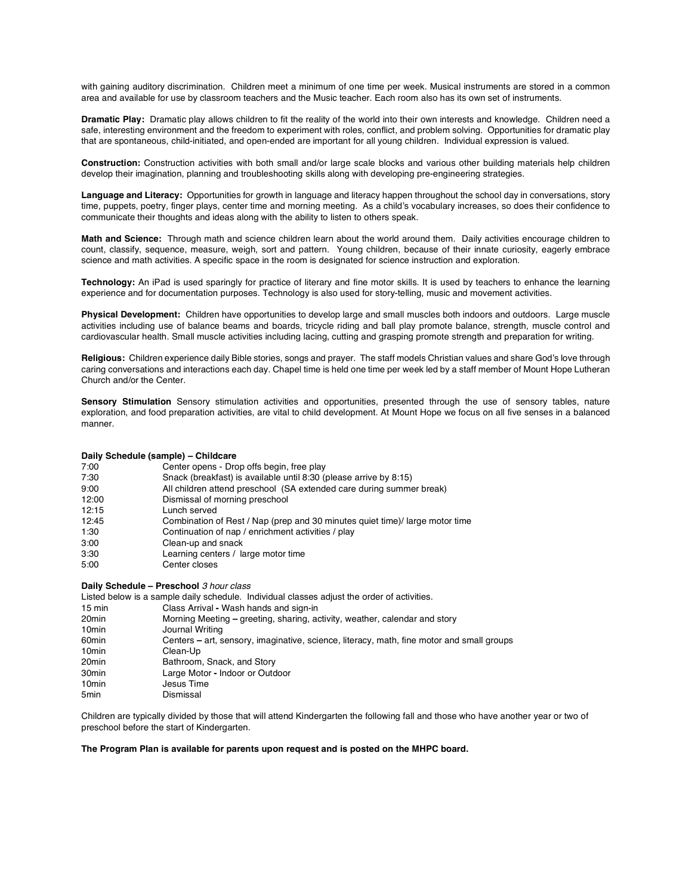with gaining auditory discrimination. Children meet a minimum of one time per week. Musical instruments are stored in a common area and available for use by classroom teachers and the Music teacher. Each room also has its own set of instruments.

**Dramatic Play:** Dramatic play allows children to fit the reality of the world into their own interests and knowledge. Children need a safe, interesting environment and the freedom to experiment with roles, conflict, and problem solving. Opportunities for dramatic play that are spontaneous, child-initiated, and open-ended are important for all young children. Individual expression is valued.

**Construction:** Construction activities with both small and/or large scale blocks and various other building materials help children develop their imagination, planning and troubleshooting skills along with developing pre-engineering strategies.

**Language and Literacy:** Opportunities for growth in language and literacy happen throughout the school day in conversations, story time, puppets, poetry, finger plays, center time and morning meeting. As a child's vocabulary increases, so does their confidence to communicate their thoughts and ideas along with the ability to listen to others speak.

**Math and Science:** Through math and science children learn about the world around them. Daily activities encourage children to count, classify, sequence, measure, weigh, sort and pattern. Young children, because of their innate curiosity, eagerly embrace science and math activities. A specific space in the room is designated for science instruction and exploration.

**Technology:** An iPad is used sparingly for practice of literary and fine motor skills. It is used by teachers to enhance the learning experience and for documentation purposes. Technology is also used for story-telling, music and movement activities.

**Physical Development:** Children have opportunities to develop large and small muscles both indoors and outdoors. Large muscle activities including use of balance beams and boards, tricycle riding and ball play promote balance, strength, muscle control and cardiovascular health. Small muscle activities including lacing, cutting and grasping promote strength and preparation for writing.

**Religious:** Children experience daily Bible stories, songs and prayer. The staff models Christian values and share God's love through caring conversations and interactions each day. Chapel time is held one time per week led by a staff member of Mount Hope Lutheran Church and/or the Center.

**Sensory Stimulation** Sensory stimulation activities and opportunities, presented through the use of sensory tables, nature exploration, and food preparation activities, are vital to child development. At Mount Hope we focus on all five senses in a balanced manner.

**Daily Schedule (sample) – Childcare**

| | |
|---|---|
| 7:00 | Center opens - Drop offs begin, free play |
| 7:30 | Snack (breakfast) is available until 8:30 (please arrive by 8:15) |
| 9:00 | All children attend preschool (SA extended care during summer break) |
| 12:00 | Dismissal of morning preschool |
| 12:15 | Lunch served |
| 12:45 | Combination of Rest / Nap (prep and 30 minutes quiet time)/ large motor time |
| 1:30 | Continuation of nap / enrichment activities / play |
| 3:00 | Clean-up and snack |
| 3:30 | Learning centers / large motor time |
| 5:00 | Center closes |

**Daily Schedule – Preschool** *3 hour class*

Listed below is a sample daily schedule. Individual classes adjust the order of activities.

| | |
|---|---|
| 15 min | Class Arrival **-** Wash hands and sign-in |
| 20min | Morning Meeting **–** greeting, sharing, activity, weather, calendar and story |
| 10min | Journal Writing |
| 60min | Centers **–** art, sensory, imaginative, science, literacy, math, fine motor and small groups |
| 10min | Clean-Up |
| 20min | Bathroom, Snack, and Story |
| 30min | Large Motor **-** Indoor or Outdoor |
| 10min | Jesus Time |
| 5min | Dismissal |

Children are typically divided by those that will attend Kindergarten the following fall and those who have another year or two of preschool before the start of Kindergarten.

**The Program Plan is available for parents upon request and is posted on the MHPC board.**